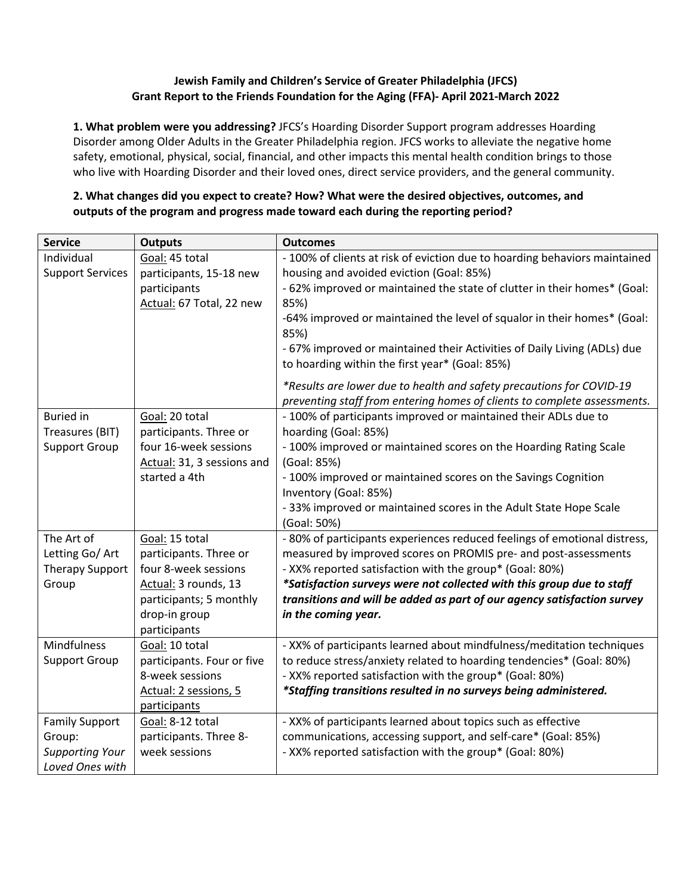**Jewish Family and Children's Service of Greater Philadelphia (JFCS)**
**Grant Report to the Friends Foundation for the Aging (FFA)- April 2021-March 2022**

**1. What problem were you addressing?** JFCS's Hoarding Disorder Support program addresses Hoarding Disorder among Older Adults in the Greater Philadelphia region. JFCS works to alleviate the negative home safety, emotional, physical, social, financial, and other impacts this mental health condition brings to those who live with Hoarding Disorder and their loved ones, direct service providers, and the general community.

**2. What changes did you expect to create? How? What were the desired objectives, outcomes, and outputs of the program and progress made toward each during the reporting period?**

| **Service** | **Outputs** | **Outcomes** |
|---|---|---|
| Individual Support Services | Goal: 45 total participants, 15-18 new participants<br>Actual: 67 Total, 22 new | - 100% of clients at risk of eviction due to hoarding behaviors maintained housing and avoided eviction (Goal: 85%)<br>- 62% improved or maintained the state of clutter in their homes* (Goal: 85%)<br>-64% improved or maintained the level of squalor in their homes* (Goal: 85%)<br>- 67% improved or maintained their Activities of Daily Living (ADLs) due to hoarding within the first year* (Goal: 85%)<br>*\*Results are lower due to health and safety precautions for COVID-19 preventing staff from entering homes of clients to complete assessments.* |
| Buried in Treasures (BIT) Support Group | Goal: 20 total participants. Three or four 16-week sessions<br>Actual: 31, 3 sessions and started a 4th | - 100% of participants improved or maintained their ADLs due to hoarding (Goal: 85%)<br>- 100% improved or maintained scores on the Hoarding Rating Scale (Goal: 85%)<br>- 100% improved or maintained scores on the Savings Cognition Inventory (Goal: 85%)<br>- 33% improved or maintained scores in the Adult State Hope Scale (Goal: 50%) |
| The Art of Letting Go/ Art Therapy Support Group | Goal: 15 total participants. Three or four 8-week sessions<br>Actual: 3 rounds, 13 participants; 5 monthly drop-in group participants | - 80% of participants experiences reduced feelings of emotional distress, measured by improved scores on PROMIS pre- and post-assessments<br>- XX% reported satisfaction with the group* (Goal: 80%)<br>***\*Satisfaction surveys were not collected with this group due to staff transitions and will be added as part of our agency satisfaction survey in the coming year.*** |
| Mindfulness Support Group | Goal: 10 total participants. Four or five 8-week sessions<br>Actual: 2 sessions, 5 participants | - XX% of participants learned about mindfulness/meditation techniques to reduce stress/anxiety related to hoarding tendencies* (Goal: 80%)<br>- XX% reported satisfaction with the group* (Goal: 80%)<br>***\*Staffing transitions resulted in no surveys being administered.*** |
| Family Support Group: *Supporting Your Loved Ones with* | Goal: 8-12 total participants. Three 8-week sessions | - XX% of participants learned about topics such as effective communications, accessing support, and self-care* (Goal: 85%)<br>- XX% reported satisfaction with the group* (Goal: 80%) |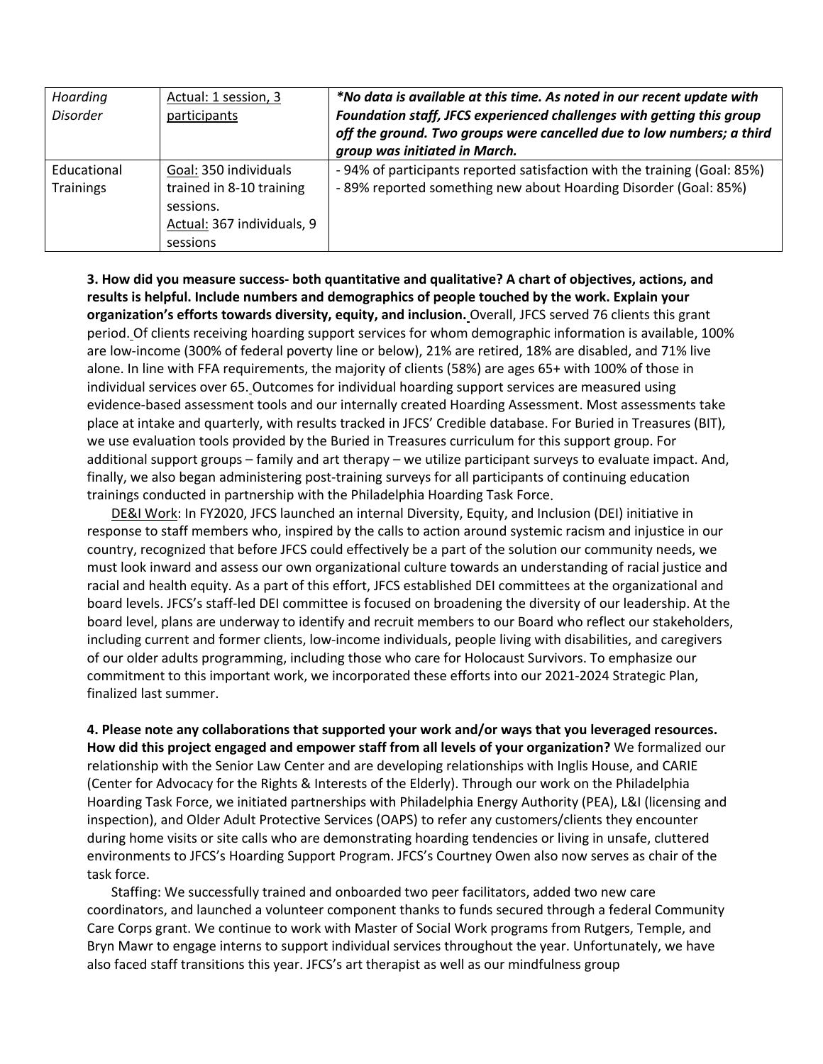| *Hoarding Disorder* | Actual: 1 session, 3 participants | ***No data is available at this time. As noted in our recent update with Foundation staff, JFCS experienced challenges with getting this group off the ground. Two groups were cancelled due to low numbers; a third group was initiated in March.*** |
|---|---|---|
| Educational Trainings | Goal: 350 individuals trained in 8-10 training sessions.<br>Actual: 367 individuals, 9 sessions | - 94% of participants reported satisfaction with the training (Goal: 85%)<br>- 89% reported something new about Hoarding Disorder (Goal: 85%) |

**3. How did you measure success- both quantitative and qualitative? A chart of objectives, actions, and results is helpful. Include numbers and demographics of people touched by the work. Explain your organization's efforts towards diversity, equity, and inclusion.** Overall, JFCS served 76 clients this grant period. Of clients receiving hoarding support services for whom demographic information is available, 100% are low-income (300% of federal poverty line or below), 21% are retired, 18% are disabled, and 71% live alone. In line with FFA requirements, the majority of clients (58%) are ages 65+ with 100% of those in individual services over 65. Outcomes for individual hoarding support services are measured using evidence-based assessment tools and our internally created Hoarding Assessment. Most assessments take place at intake and quarterly, with results tracked in JFCS' Credible database. For Buried in Treasures (BIT), we use evaluation tools provided by the Buried in Treasures curriculum for this support group. For additional support groups – family and art therapy – we utilize participant surveys to evaluate impact. And, finally, we also began administering post-training surveys for all participants of continuing education trainings conducted in partnership with the Philadelphia Hoarding Task Force.

DE&I Work: In FY2020, JFCS launched an internal Diversity, Equity, and Inclusion (DEI) initiative in response to staff members who, inspired by the calls to action around systemic racism and injustice in our country, recognized that before JFCS could effectively be a part of the solution our community needs, we must look inward and assess our own organizational culture towards an understanding of racial justice and racial and health equity. As a part of this effort, JFCS established DEI committees at the organizational and board levels. JFCS's staff-led DEI committee is focused on broadening the diversity of our leadership. At the board level, plans are underway to identify and recruit members to our Board who reflect our stakeholders, including current and former clients, low-income individuals, people living with disabilities, and caregivers of our older adults programming, including those who care for Holocaust Survivors. To emphasize our commitment to this important work, we incorporated these efforts into our 2021-2024 Strategic Plan, finalized last summer.

**4. Please note any collaborations that supported your work and/or ways that you leveraged resources. How did this project engaged and empower staff from all levels of your organization?** We formalized our relationship with the Senior Law Center and are developing relationships with Inglis House, and CARIE (Center for Advocacy for the Rights & Interests of the Elderly). Through our work on the Philadelphia Hoarding Task Force, we initiated partnerships with Philadelphia Energy Authority (PEA), L&I (licensing and inspection), and Older Adult Protective Services (OAPS) to refer any customers/clients they encounter during home visits or site calls who are demonstrating hoarding tendencies or living in unsafe, cluttered environments to JFCS's Hoarding Support Program. JFCS's Courtney Owen also now serves as chair of the task force.

Staffing: We successfully trained and onboarded two peer facilitators, added two new care coordinators, and launched a volunteer component thanks to funds secured through a federal Community Care Corps grant. We continue to work with Master of Social Work programs from Rutgers, Temple, and Bryn Mawr to engage interns to support individual services throughout the year. Unfortunately, we have also faced staff transitions this year. JFCS's art therapist as well as our mindfulness group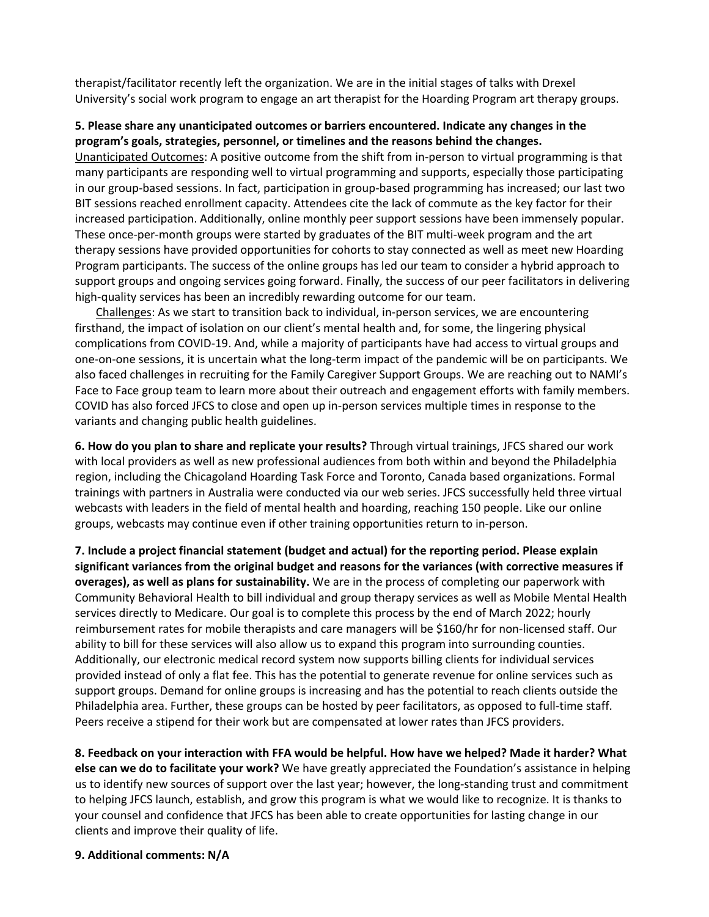therapist/facilitator recently left the organization. We are in the initial stages of talks with Drexel University's social work program to engage an art therapist for the Hoarding Program art therapy groups.

**5. Please share any unanticipated outcomes or barriers encountered. Indicate any changes in the program's goals, strategies, personnel, or timelines and the reasons behind the changes.**

Unanticipated Outcomes: A positive outcome from the shift from in-person to virtual programming is that many participants are responding well to virtual programming and supports, especially those participating in our group-based sessions. In fact, participation in group-based programming has increased; our last two BIT sessions reached enrollment capacity. Attendees cite the lack of commute as the key factor for their increased participation. Additionally, online monthly peer support sessions have been immensely popular. These once-per-month groups were started by graduates of the BIT multi-week program and the art therapy sessions have provided opportunities for cohorts to stay connected as well as meet new Hoarding Program participants. The success of the online groups has led our team to consider a hybrid approach to support groups and ongoing services going forward. Finally, the success of our peer facilitators in delivering high-quality services has been an incredibly rewarding outcome for our team.

Challenges: As we start to transition back to individual, in-person services, we are encountering firsthand, the impact of isolation on our client's mental health and, for some, the lingering physical complications from COVID-19. And, while a majority of participants have had access to virtual groups and one-on-one sessions, it is uncertain what the long-term impact of the pandemic will be on participants. We also faced challenges in recruiting for the Family Caregiver Support Groups. We are reaching out to NAMI's Face to Face group team to learn more about their outreach and engagement efforts with family members. COVID has also forced JFCS to close and open up in-person services multiple times in response to the variants and changing public health guidelines.

**6. How do you plan to share and replicate your results?** Through virtual trainings, JFCS shared our work with local providers as well as new professional audiences from both within and beyond the Philadelphia region, including the Chicagoland Hoarding Task Force and Toronto, Canada based organizations. Formal trainings with partners in Australia were conducted via our web series. JFCS successfully held three virtual webcasts with leaders in the field of mental health and hoarding, reaching 150 people. Like our online groups, webcasts may continue even if other training opportunities return to in-person.

**7. Include a project financial statement (budget and actual) for the reporting period. Please explain significant variances from the original budget and reasons for the variances (with corrective measures if overages), as well as plans for sustainability.** We are in the process of completing our paperwork with Community Behavioral Health to bill individual and group therapy services as well as Mobile Mental Health services directly to Medicare. Our goal is to complete this process by the end of March 2022; hourly reimbursement rates for mobile therapists and care managers will be $160/hr for non-licensed staff. Our ability to bill for these services will also allow us to expand this program into surrounding counties. Additionally, our electronic medical record system now supports billing clients for individual services provided instead of only a flat fee. This has the potential to generate revenue for online services such as support groups. Demand for online groups is increasing and has the potential to reach clients outside the Philadelphia area. Further, these groups can be hosted by peer facilitators, as opposed to full-time staff. Peers receive a stipend for their work but are compensated at lower rates than JFCS providers.

**8. Feedback on your interaction with FFA would be helpful. How have we helped? Made it harder? What else can we do to facilitate your work?** We have greatly appreciated the Foundation's assistance in helping us to identify new sources of support over the last year; however, the long-standing trust and commitment to helping JFCS launch, establish, and grow this program is what we would like to recognize. It is thanks to your counsel and confidence that JFCS has been able to create opportunities for lasting change in our clients and improve their quality of life.

**9. Additional comments: N/A**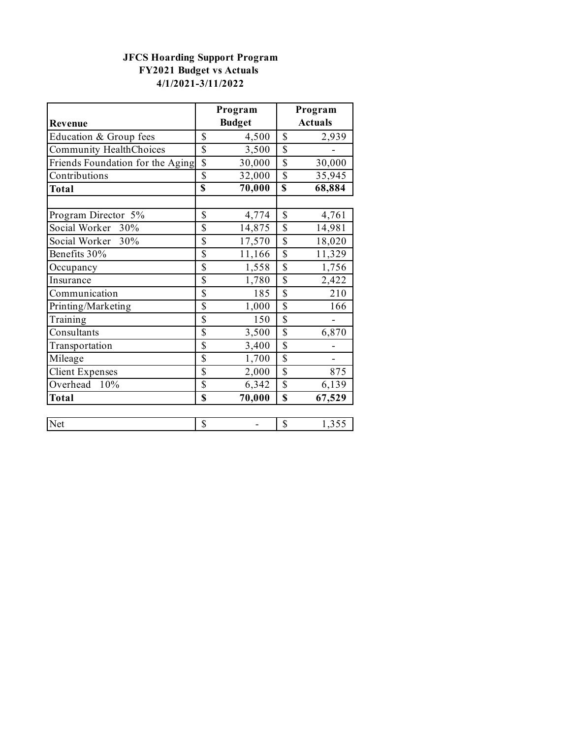**JFCS Hoarding Support Program**
**FY2021 Budget vs Actuals**
**4/1/2021-3/11/2022**

| Revenue | Program Budget | Program Actuals |
|---|---|---|
| Education & Group fees | $ 4,500 | $ 2,939 |
| Community HealthChoices | $ 3,500 | $ - |
| Friends Foundation for the Aging | $ 30,000 | $ 30,000 |
| Contributions | $ 32,000 | $ 35,945 |
| **Total** | **$ 70,000** | **$ 68,884** |
| | | |
| Program Director 5% | $ 4,774 | $ 4,761 |
| Social Worker 30% | $ 14,875 | $ 14,981 |
| Social Worker 30% | $ 17,570 | $ 18,020 |
| Benefits 30% | $ 11,166 | $ 11,329 |
| Occupancy | $ 1,558 | $ 1,756 |
| Insurance | $ 1,780 | $ 2,422 |
| Communication | $ 185 | $ 210 |
| Printing/Marketing | $ 1,000 | $ 166 |
| Training | $ 150 | $ - |
| Consultants | $ 3,500 | $ 6,870 |
| Transportation | $ 3,400 | $ - |
| Mileage | $ 1,700 | $ - |
| Client Expenses | $ 2,000 | $ 875 |
| Overhead 10% | $ 6,342 | $ 6,139 |
| **Total** | **$ 70,000** | **$ 67,529** |
| | | |
| Net | $ - | $ 1,355 |